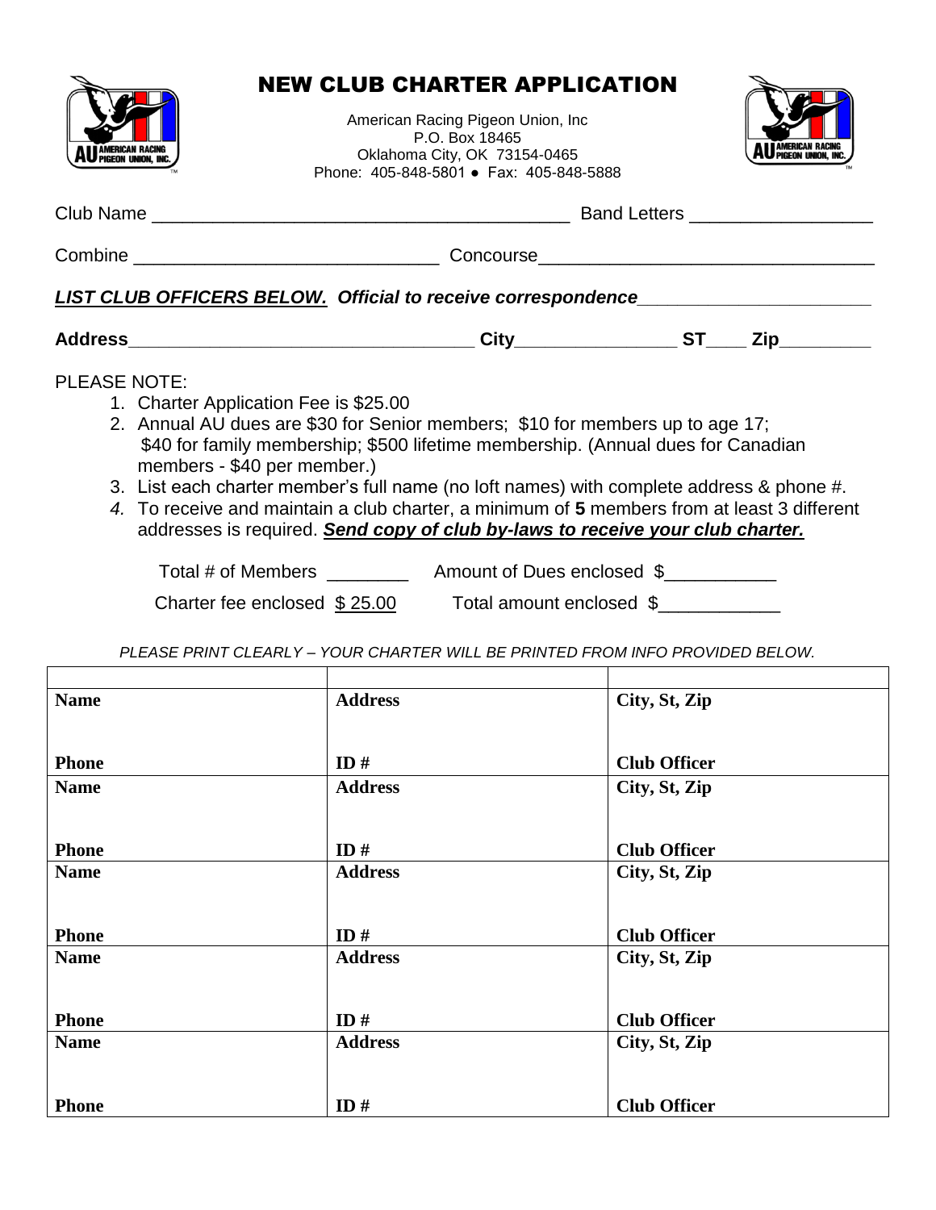# NEW CLUB CHARTER APPLICATION

American Racing Pigeon Union, Inc
P.O. Box 18465
Oklahoma City, OK 73154-0465
Phone: 405-848-5801 ● Fax: 405-848-5888

Club Name ________________________________________ Band Letters _________________

Combine ______________________________ Concourse________________________________

***LIST CLUB OFFICERS BELOW.*** ***Official to receive correspondence*** ______________________

**Address**_________________________________ **City**_______________ **ST**____ **Zip**_________

PLEASE NOTE:

1. Charter Application Fee is $25.00
2. Annual AU dues are $30 for Senior members; $10 for members up to age 17; $40 for family membership; $500 lifetime membership. (Annual dues for Canadian members - $40 per member.)
3. List each charter member's full name (no loft names) with complete address & phone #.
4. To receive and maintain a club charter, a minimum of **5** members from at least 3 different addresses is required. ***Send copy of club by-laws to receive your club charter.***

Total # of Members ________ Amount of Dues enclosed $___________

Charter fee enclosed $ 25.00 Total amount enclosed $____________

*PLEASE PRINT CLEARLY – YOUR CHARTER WILL BE PRINTED FROM INFO PROVIDED BELOW.*

| | | |
|---|---|---|
| **Name**<br><br>**Phone** | **Address**<br><br>**ID #** | **City, St, Zip**<br><br>**Club Officer** |
| **Name**<br><br>**Phone** | **Address**<br><br>**ID #** | **City, St, Zip**<br><br>**Club Officer** |
| **Name**<br><br>**Phone** | **Address**<br><br>**ID #** | **City, St, Zip**<br><br>**Club Officer** |
| **Name**<br><br>**Phone** | **Address**<br><br>**ID #** | **City, St, Zip**<br><br>**Club Officer** |
| **Name**<br><br>**Phone** | **Address**<br><br>**ID #** | **City, St, Zip**<br><br>**Club Officer** |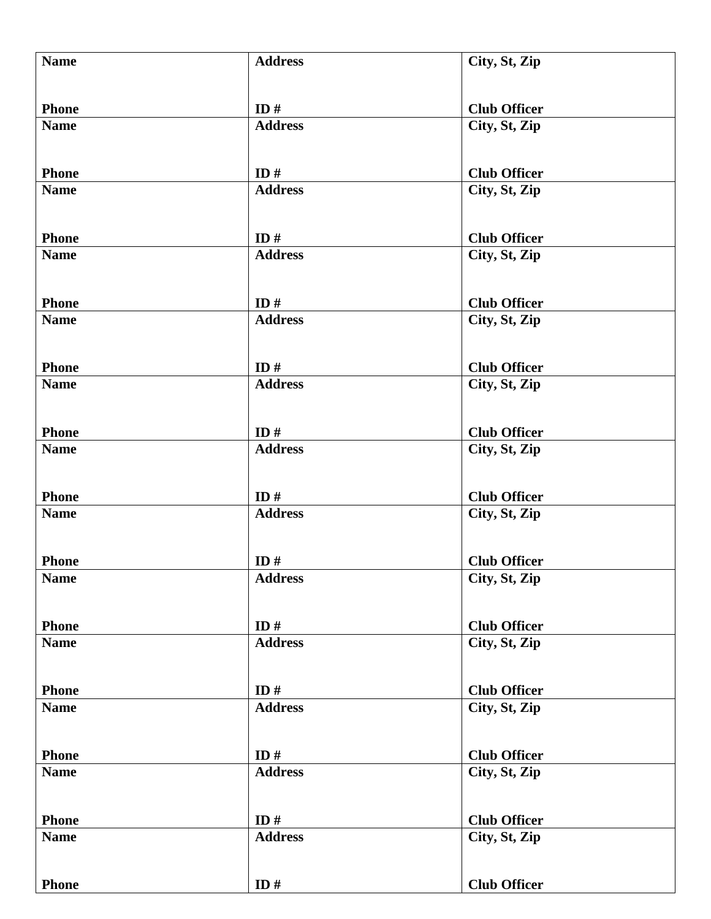| | | |
|---|---|---|
| **Name**<br><br>**Phone** | **Address**<br><br>**ID #** | **City, St, Zip**<br><br>**Club Officer** |
| **Name**<br><br>**Phone** | **Address**<br><br>**ID #** | **City, St, Zip**<br><br>**Club Officer** |
| **Name**<br><br>**Phone** | **Address**<br><br>**ID #** | **City, St, Zip**<br><br>**Club Officer** |
| **Name**<br><br>**Phone** | **Address**<br><br>**ID #** | **City, St, Zip**<br><br>**Club Officer** |
| **Name**<br><br>**Phone** | **Address**<br><br>**ID #** | **City, St, Zip**<br><br>**Club Officer** |
| **Name**<br><br>**Phone** | **Address**<br><br>**ID #** | **City, St, Zip**<br><br>**Club Officer** |
| **Name**<br><br>**Phone** | **Address**<br><br>**ID #** | **City, St, Zip**<br><br>**Club Officer** |
| **Name**<br><br>**Phone** | **Address**<br><br>**ID #** | **City, St, Zip**<br><br>**Club Officer** |
| **Name**<br><br>**Phone** | **Address**<br><br>**ID #** | **City, St, Zip**<br><br>**Club Officer** |
| **Name**<br><br>**Phone** | **Address**<br><br>**ID #** | **City, St, Zip**<br><br>**Club Officer** |
| **Name**<br><br>**Phone** | **Address**<br><br>**ID #** | **City, St, Zip**<br><br>**Club Officer** |
| **Name**<br><br>**Phone** | **Address**<br><br>**ID #** | **City, St, Zip**<br><br>**Club Officer** |
| **Name**<br><br>**Phone** | **Address**<br><br>**ID #** | **City, St, Zip**<br><br>**Club Officer** |